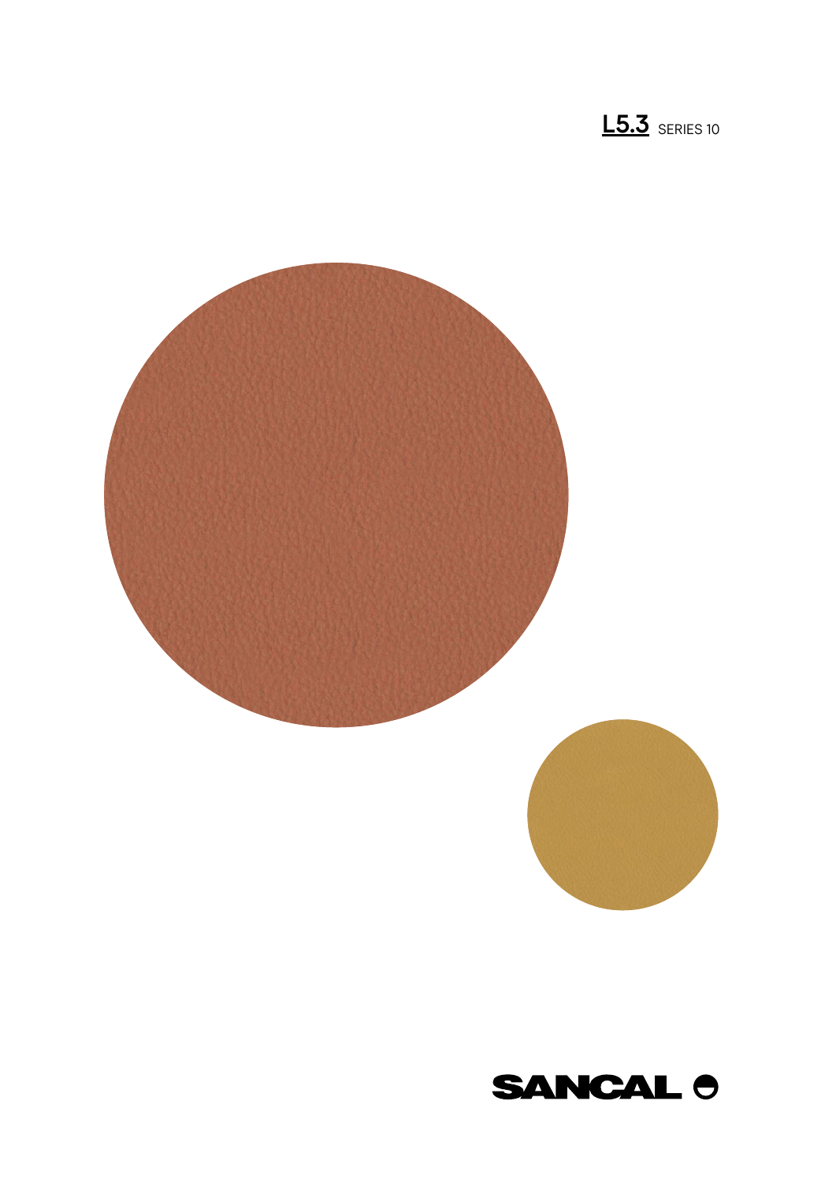**L5.3** SERIES 10

SANCAL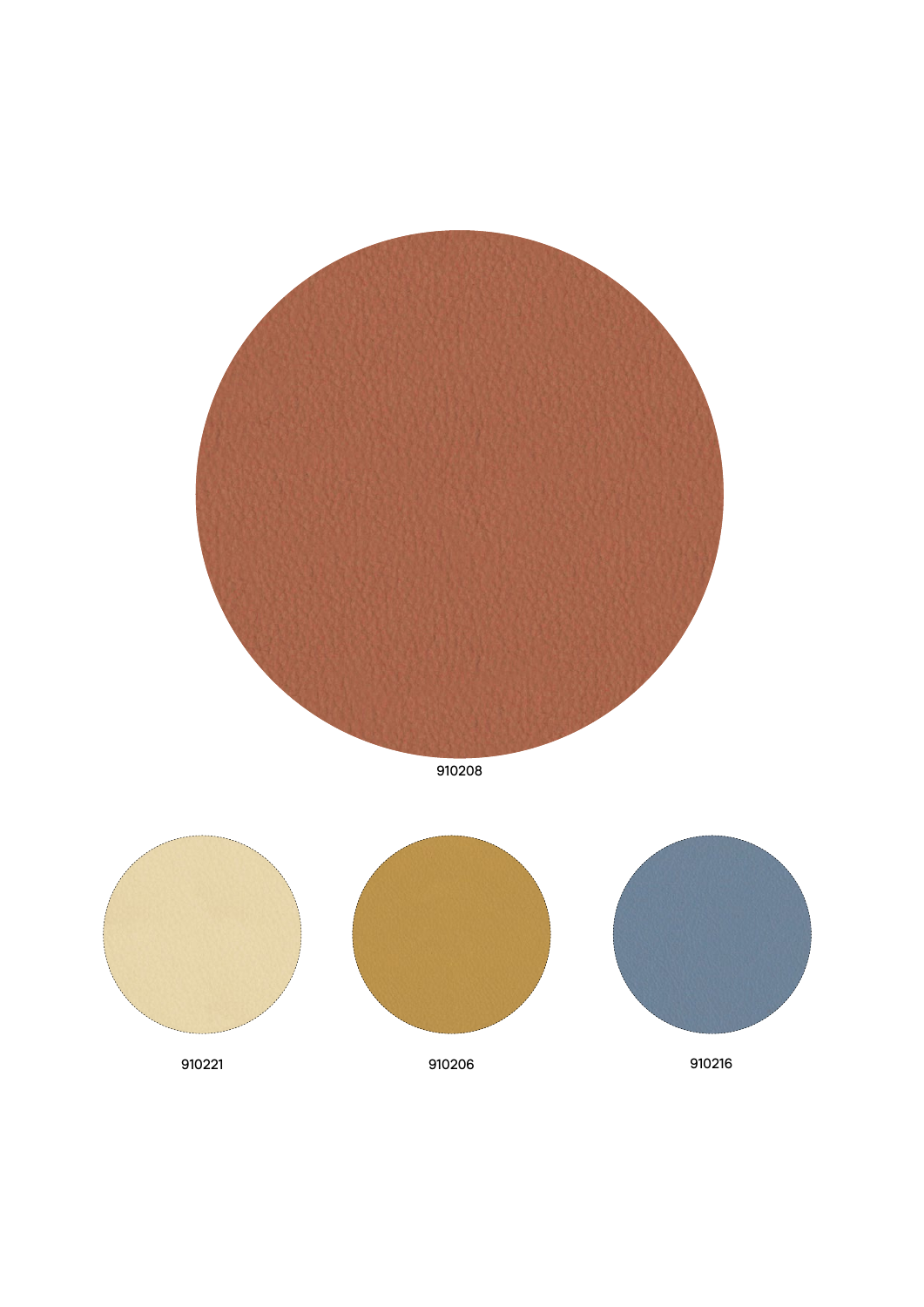910208

910221

910206

910216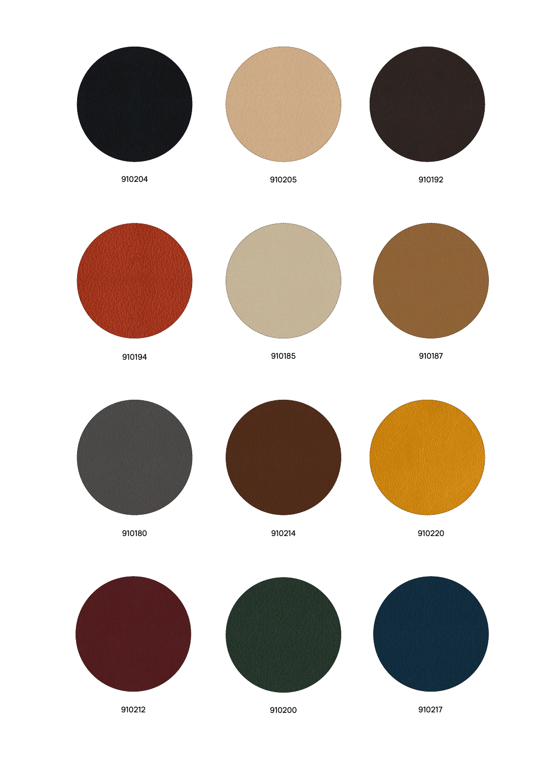910204

910205

910192

910194

910185

910187

910180

910214

910220

910212

910200

910217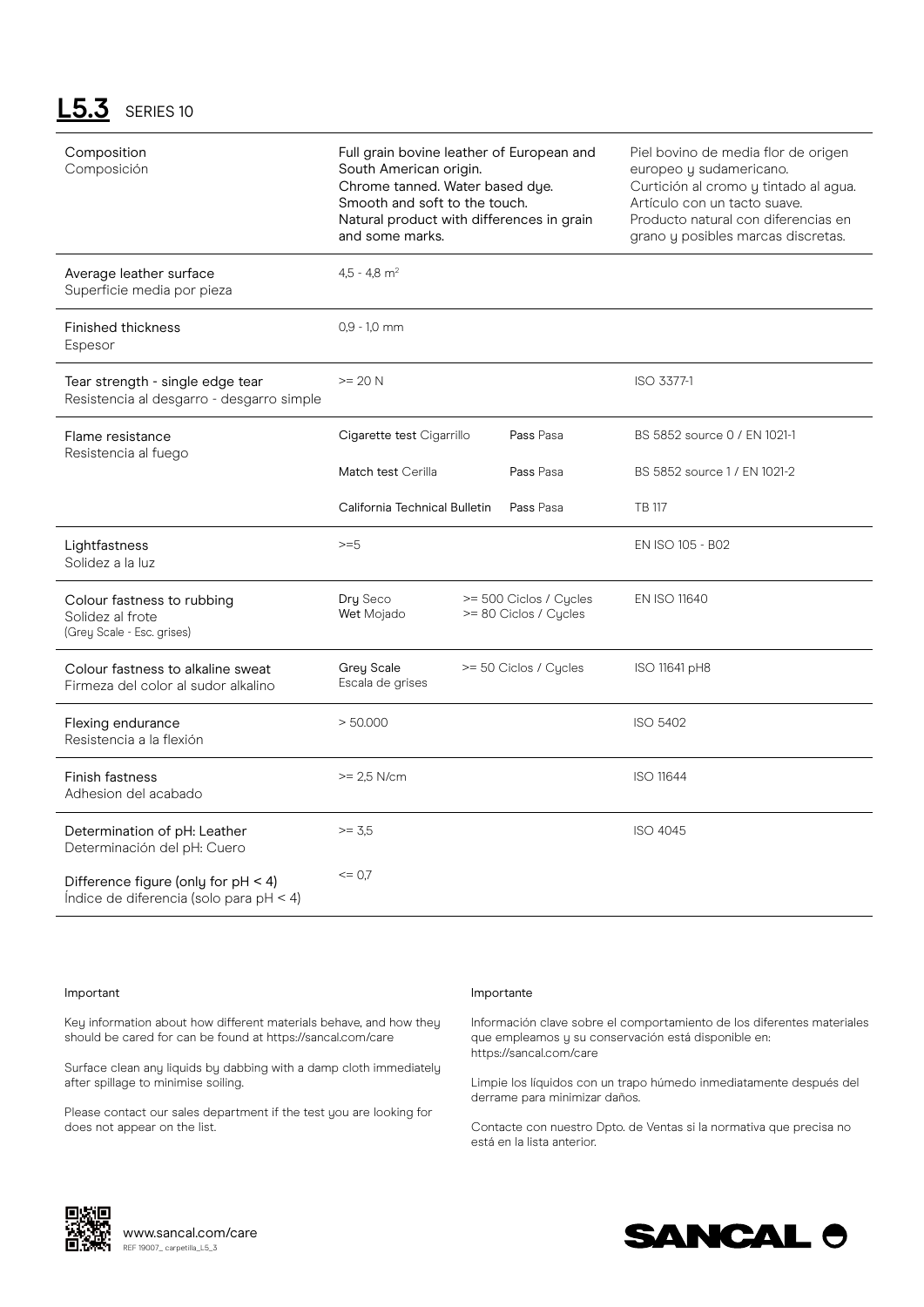# L5.3 SERIES 10

| | | | |
|---|---|---|---|
| Composition<br>Composición | Full grain bovine leather of European and South American origin.<br>Chrome tanned. Water based dye.<br>Smooth and soft to the touch.<br>Natural product with differences in grain and some marks. | | Piel bovino de media flor de origen europeo y sudamericano.<br>Curtición al cromo y tintado al agua.<br>Artículo con un tacto suave.<br>Producto natural con diferencias en grano y posibles marcas discretas. |
| Average leather surface<br>Superficie media por pieza | 4,5 - 4,8 m² | | |
| Finished thickness<br>Espesor | 0,9 - 1,0 mm | | |
| Tear strength - single edge tear<br>Resistencia al desgarro - desgarro simple | >= 20 N | | ISO 3377-1 |
| Flame resistance<br>Resistencia al fuego | Cigarette test Cigarrillo | Pass Pasa | BS 5852 source 0 / EN 1021-1 |
| | Match test Cerilla | Pass Pasa | BS 5852 source 1 / EN 1021-2 |
| | California Technical Bulletin | Pass Pasa | TB 117 |
| Lightfastness<br>Solidez a la luz | >=5 | | EN ISO 105 - B02 |
| Colour fastness to rubbing<br>Solidez al frote<br>(Grey Scale - Esc. grises) | Dry Seco<br>Wet Mojado | >= 500 Ciclos / Cycles<br>>= 80 Ciclos / Cycles | EN ISO 11640 |
| Colour fastness to alkaline sweat<br>Firmeza del color al sudor alkalino | Grey Scale<br>Escala de grises | >= 50 Ciclos / Cycles | ISO 11641 pH8 |
| Flexing endurance<br>Resistencia a la flexión | > 50.000 | | ISO 5402 |
| Finish fastness<br>Adhesion del acabado | >= 2,5 N/cm | | ISO 11644 |
| Determination of pH: Leather<br>Determinación del pH: Cuero | >= 3,5 | | ISO 4045 |
| Difference figure (only for pH < 4)<br>Índice de diferencia (solo para pH < 4) | <= 0,7 | | |

Important

Key information about how different materials behave, and how they should be cared for can be found at https://sancal.com/care

Surface clean any liquids by dabbing with a damp cloth immediately after spillage to minimise soiling.

Please contact our sales department if the test you are looking for does not appear on the list.

Importante

Información clave sobre el comportamiento de los diferentes materiales que empleamos y su conservación está disponible en: https://sancal.com/care

Limpie los líquidos con un trapo húmedo inmediatamente después del derrame para minimizar daños.

Contacte con nuestro Dpto. de Ventas si la normativa que precisa no está en la lista anterior.

www.sancal.com/care
REF 19007_ carpetilla_L5_3

SANCAL